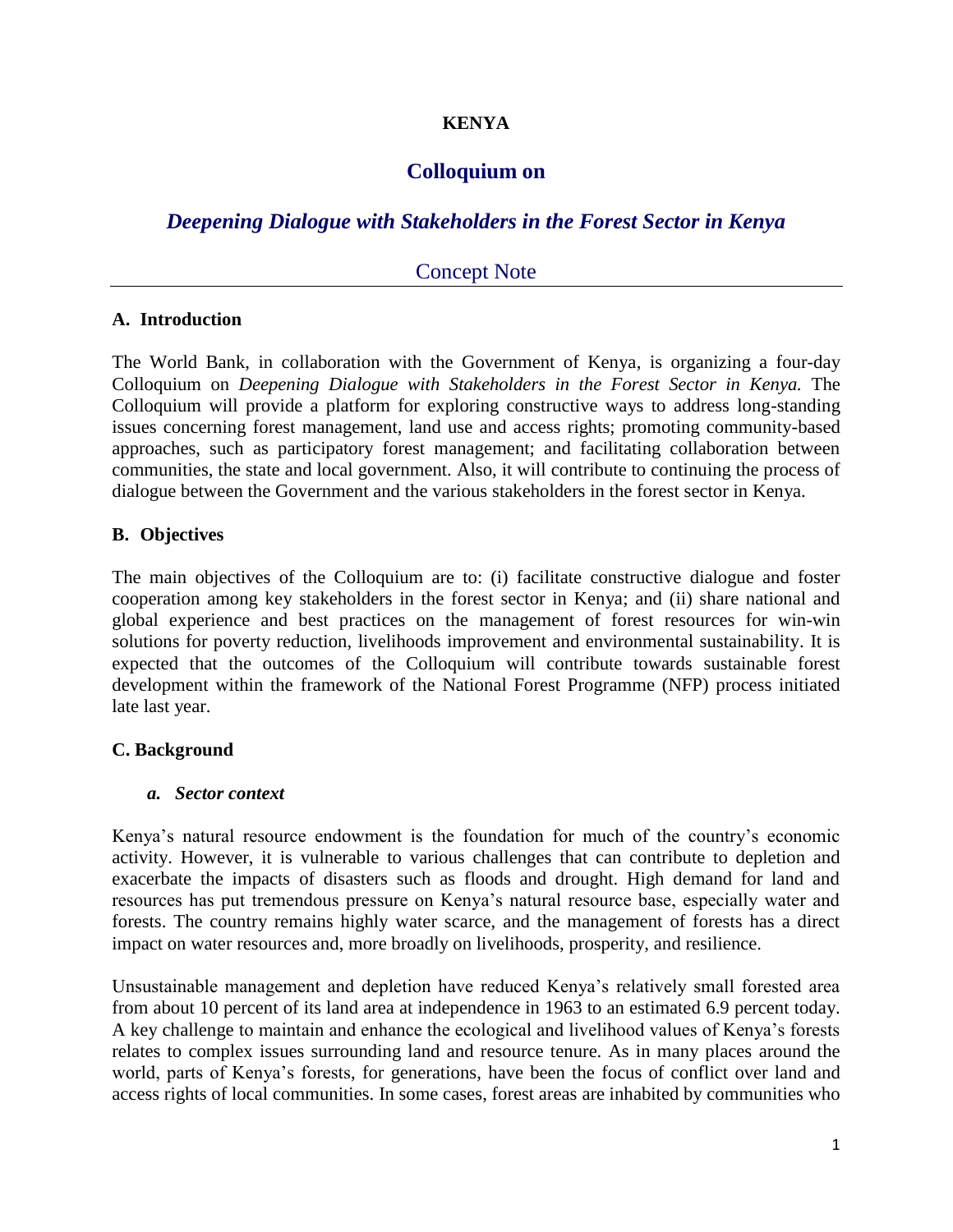**KENYA**

# Colloquium on

## *Deepening Dialogue with Stakeholders in the Forest Sector in Kenya*

### Concept Note

---

### A. Introduction

The World Bank, in collaboration with the Government of Kenya, is organizing a four-day Colloquium on *Deepening Dialogue with Stakeholders in the Forest Sector in Kenya.* The Colloquium will provide a platform for exploring constructive ways to address long-standing issues concerning forest management, land use and access rights; promoting community-based approaches, such as participatory forest management; and facilitating collaboration between communities, the state and local government. Also, it will contribute to continuing the process of dialogue between the Government and the various stakeholders in the forest sector in Kenya.

### B. Objectives

The main objectives of the Colloquium are to: (i) facilitate constructive dialogue and foster cooperation among key stakeholders in the forest sector in Kenya; and (ii) share national and global experience and best practices on the management of forest resources for win-win solutions for poverty reduction, livelihoods improvement and environmental sustainability. It is expected that the outcomes of the Colloquium will contribute towards sustainable forest development within the framework of the National Forest Programme (NFP) process initiated late last year.

### C. Background

#### *a. Sector context*

Kenya's natural resource endowment is the foundation for much of the country's economic activity. However, it is vulnerable to various challenges that can contribute to depletion and exacerbate the impacts of disasters such as floods and drought. High demand for land and resources has put tremendous pressure on Kenya's natural resource base, especially water and forests. The country remains highly water scarce, and the management of forests has a direct impact on water resources and, more broadly on livelihoods, prosperity, and resilience.

Unsustainable management and depletion have reduced Kenya's relatively small forested area from about 10 percent of its land area at independence in 1963 to an estimated 6.9 percent today. A key challenge to maintain and enhance the ecological and livelihood values of Kenya's forests relates to complex issues surrounding land and resource tenure. As in many places around the world, parts of Kenya's forests, for generations, have been the focus of conflict over land and access rights of local communities. In some cases, forest areas are inhabited by communities who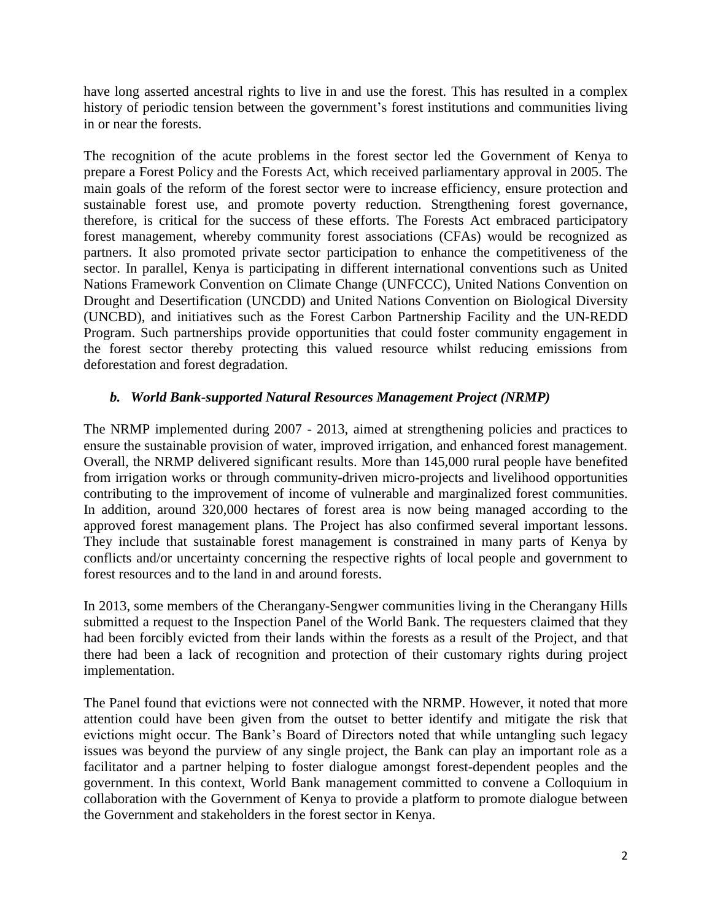have long asserted ancestral rights to live in and use the forest. This has resulted in a complex history of periodic tension between the government's forest institutions and communities living in or near the forests.

The recognition of the acute problems in the forest sector led the Government of Kenya to prepare a Forest Policy and the Forests Act, which received parliamentary approval in 2005. The main goals of the reform of the forest sector were to increase efficiency, ensure protection and sustainable forest use, and promote poverty reduction. Strengthening forest governance, therefore, is critical for the success of these efforts. The Forests Act embraced participatory forest management, whereby community forest associations (CFAs) would be recognized as partners. It also promoted private sector participation to enhance the competitiveness of the sector. In parallel, Kenya is participating in different international conventions such as United Nations Framework Convention on Climate Change (UNFCCC), United Nations Convention on Drought and Desertification (UNCDD) and United Nations Convention on Biological Diversity (UNCBD), and initiatives such as the Forest Carbon Partnership Facility and the UN-REDD Program. Such partnerships provide opportunities that could foster community engagement in the forest sector thereby protecting this valued resource whilst reducing emissions from deforestation and forest degradation.

### *b. World Bank-supported Natural Resources Management Project (NRMP)*

The NRMP implemented during 2007 - 2013, aimed at strengthening policies and practices to ensure the sustainable provision of water, improved irrigation, and enhanced forest management. Overall, the NRMP delivered significant results. More than 145,000 rural people have benefited from irrigation works or through community-driven micro-projects and livelihood opportunities contributing to the improvement of income of vulnerable and marginalized forest communities. In addition, around 320,000 hectares of forest area is now being managed according to the approved forest management plans. The Project has also confirmed several important lessons. They include that sustainable forest management is constrained in many parts of Kenya by conflicts and/or uncertainty concerning the respective rights of local people and government to forest resources and to the land in and around forests.

In 2013, some members of the Cherangany-Sengwer communities living in the Cherangany Hills submitted a request to the Inspection Panel of the World Bank. The requesters claimed that they had been forcibly evicted from their lands within the forests as a result of the Project, and that there had been a lack of recognition and protection of their customary rights during project implementation.

The Panel found that evictions were not connected with the NRMP. However, it noted that more attention could have been given from the outset to better identify and mitigate the risk that evictions might occur. The Bank's Board of Directors noted that while untangling such legacy issues was beyond the purview of any single project, the Bank can play an important role as a facilitator and a partner helping to foster dialogue amongst forest-dependent peoples and the government. In this context, World Bank management committed to convene a Colloquium in collaboration with the Government of Kenya to provide a platform to promote dialogue between the Government and stakeholders in the forest sector in Kenya.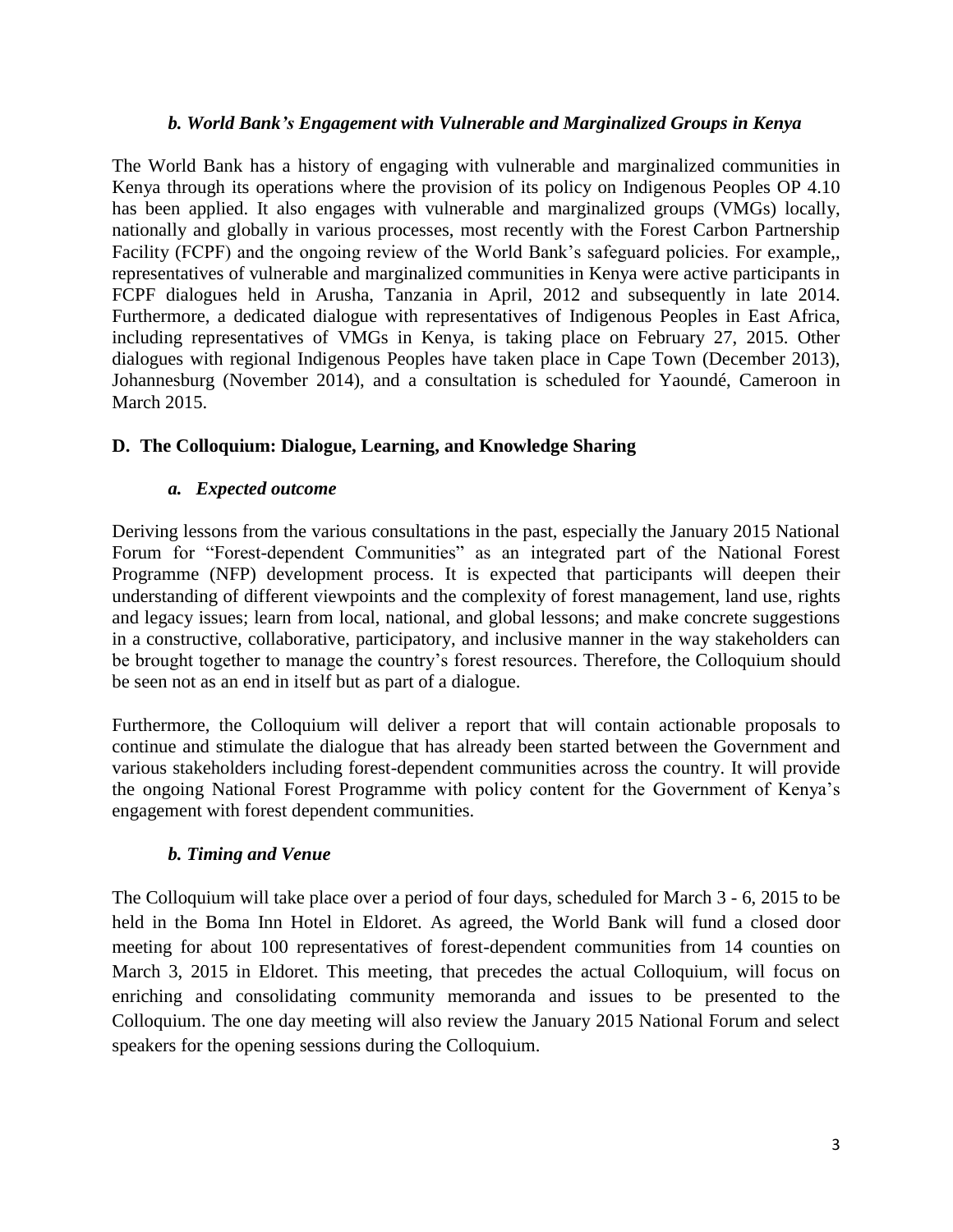### *b. World Bank's Engagement with Vulnerable and Marginalized Groups in Kenya*

The World Bank has a history of engaging with vulnerable and marginalized communities in Kenya through its operations where the provision of its policy on Indigenous Peoples OP 4.10 has been applied. It also engages with vulnerable and marginalized groups (VMGs) locally, nationally and globally in various processes, most recently with the Forest Carbon Partnership Facility (FCPF) and the ongoing review of the World Bank's safeguard policies. For example,, representatives of vulnerable and marginalized communities in Kenya were active participants in FCPF dialogues held in Arusha, Tanzania in April, 2012 and subsequently in late 2014. Furthermore, a dedicated dialogue with representatives of Indigenous Peoples in East Africa, including representatives of VMGs in Kenya, is taking place on February 27, 2015. Other dialogues with regional Indigenous Peoples have taken place in Cape Town (December 2013), Johannesburg (November 2014), and a consultation is scheduled for Yaoundé, Cameroon in March 2015.

## D. The Colloquium: Dialogue, Learning, and Knowledge Sharing

### *a. Expected outcome*

Deriving lessons from the various consultations in the past, especially the January 2015 National Forum for "Forest-dependent Communities" as an integrated part of the National Forest Programme (NFP) development process. It is expected that participants will deepen their understanding of different viewpoints and the complexity of forest management, land use, rights and legacy issues; learn from local, national, and global lessons; and make concrete suggestions in a constructive, collaborative, participatory, and inclusive manner in the way stakeholders can be brought together to manage the country's forest resources. Therefore, the Colloquium should be seen not as an end in itself but as part of a dialogue.

Furthermore, the Colloquium will deliver a report that will contain actionable proposals to continue and stimulate the dialogue that has already been started between the Government and various stakeholders including forest-dependent communities across the country. It will provide the ongoing National Forest Programme with policy content for the Government of Kenya's engagement with forest dependent communities.

### *b. Timing and Venue*

The Colloquium will take place over a period of four days, scheduled for March 3 - 6, 2015 to be held in the Boma Inn Hotel in Eldoret. As agreed, the World Bank will fund a closed door meeting for about 100 representatives of forest-dependent communities from 14 counties on March 3, 2015 in Eldoret. This meeting, that precedes the actual Colloquium, will focus on enriching and consolidating community memoranda and issues to be presented to the Colloquium. The one day meeting will also review the January 2015 National Forum and select speakers for the opening sessions during the Colloquium.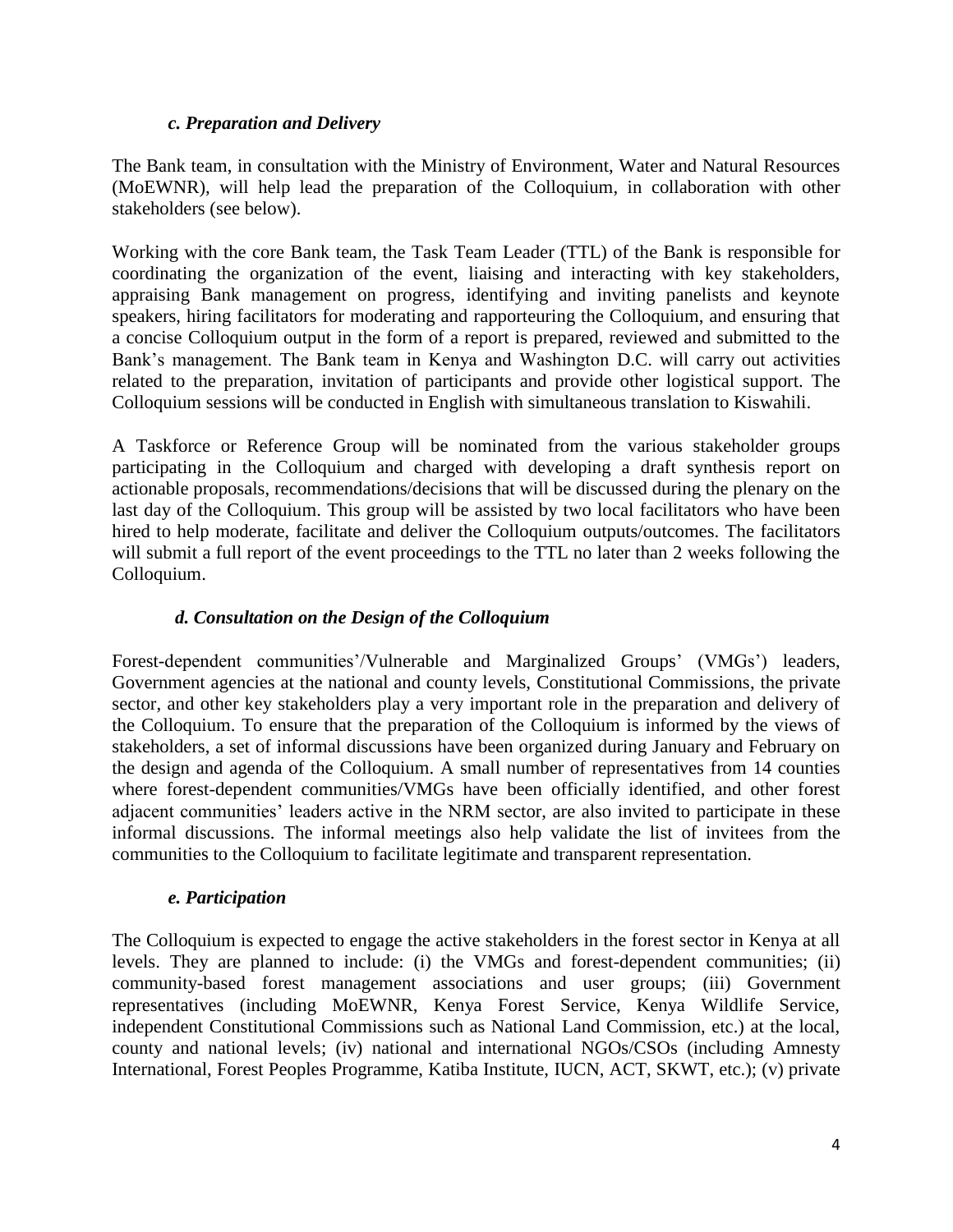### *c. Preparation and Delivery*

The Bank team, in consultation with the Ministry of Environment, Water and Natural Resources (MoEWNR), will help lead the preparation of the Colloquium, in collaboration with other stakeholders (see below).

Working with the core Bank team, the Task Team Leader (TTL) of the Bank is responsible for coordinating the organization of the event, liaising and interacting with key stakeholders, appraising Bank management on progress, identifying and inviting panelists and keynote speakers, hiring facilitators for moderating and rapporteuring the Colloquium, and ensuring that a concise Colloquium output in the form of a report is prepared, reviewed and submitted to the Bank's management. The Bank team in Kenya and Washington D.C. will carry out activities related to the preparation, invitation of participants and provide other logistical support. The Colloquium sessions will be conducted in English with simultaneous translation to Kiswahili.

A Taskforce or Reference Group will be nominated from the various stakeholder groups participating in the Colloquium and charged with developing a draft synthesis report on actionable proposals, recommendations/decisions that will be discussed during the plenary on the last day of the Colloquium. This group will be assisted by two local facilitators who have been hired to help moderate, facilitate and deliver the Colloquium outputs/outcomes. The facilitators will submit a full report of the event proceedings to the TTL no later than 2 weeks following the Colloquium.

### *d. Consultation on the Design of the Colloquium*

Forest-dependent communities'/Vulnerable and Marginalized Groups' (VMGs') leaders, Government agencies at the national and county levels, Constitutional Commissions, the private sector, and other key stakeholders play a very important role in the preparation and delivery of the Colloquium. To ensure that the preparation of the Colloquium is informed by the views of stakeholders, a set of informal discussions have been organized during January and February on the design and agenda of the Colloquium. A small number of representatives from 14 counties where forest-dependent communities/VMGs have been officially identified, and other forest adjacent communities' leaders active in the NRM sector, are also invited to participate in these informal discussions. The informal meetings also help validate the list of invitees from the communities to the Colloquium to facilitate legitimate and transparent representation.

### *e. Participation*

The Colloquium is expected to engage the active stakeholders in the forest sector in Kenya at all levels. They are planned to include: (i) the VMGs and forest-dependent communities; (ii) community-based forest management associations and user groups; (iii) Government representatives (including MoEWNR, Kenya Forest Service, Kenya Wildlife Service, independent Constitutional Commissions such as National Land Commission, etc.) at the local, county and national levels; (iv) national and international NGOs/CSOs (including Amnesty International, Forest Peoples Programme, Katiba Institute, IUCN, ACT, SKWT, etc.); (v) private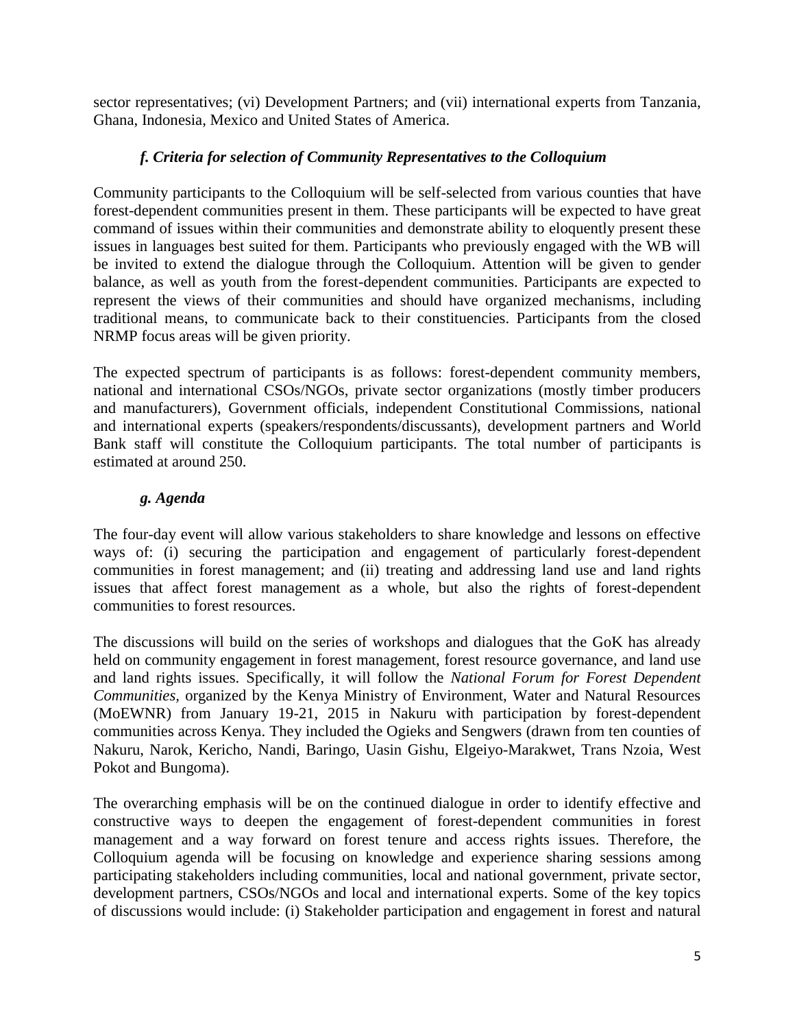sector representatives; (vi) Development Partners; and (vii) international experts from Tanzania, Ghana, Indonesia, Mexico and United States of America.

### *f. Criteria for selection of Community Representatives to the Colloquium*

Community participants to the Colloquium will be self-selected from various counties that have forest-dependent communities present in them. These participants will be expected to have great command of issues within their communities and demonstrate ability to eloquently present these issues in languages best suited for them. Participants who previously engaged with the WB will be invited to extend the dialogue through the Colloquium. Attention will be given to gender balance, as well as youth from the forest-dependent communities. Participants are expected to represent the views of their communities and should have organized mechanisms, including traditional means, to communicate back to their constituencies. Participants from the closed NRMP focus areas will be given priority.

The expected spectrum of participants is as follows: forest-dependent community members, national and international CSOs/NGOs, private sector organizations (mostly timber producers and manufacturers), Government officials, independent Constitutional Commissions, national and international experts (speakers/respondents/discussants), development partners and World Bank staff will constitute the Colloquium participants. The total number of participants is estimated at around 250.

### *g. Agenda*

The four-day event will allow various stakeholders to share knowledge and lessons on effective ways of: (i) securing the participation and engagement of particularly forest-dependent communities in forest management; and (ii) treating and addressing land use and land rights issues that affect forest management as a whole, but also the rights of forest-dependent communities to forest resources.

The discussions will build on the series of workshops and dialogues that the GoK has already held on community engagement in forest management, forest resource governance, and land use and land rights issues. Specifically, it will follow the *National Forum for Forest Dependent Communities*, organized by the Kenya Ministry of Environment, Water and Natural Resources (MoEWNR) from January 19-21, 2015 in Nakuru with participation by forest-dependent communities across Kenya. They included the Ogieks and Sengwers (drawn from ten counties of Nakuru, Narok, Kericho, Nandi, Baringo, Uasin Gishu, Elgeiyo-Marakwet, Trans Nzoia, West Pokot and Bungoma).

The overarching emphasis will be on the continued dialogue in order to identify effective and constructive ways to deepen the engagement of forest-dependent communities in forest management and a way forward on forest tenure and access rights issues. Therefore, the Colloquium agenda will be focusing on knowledge and experience sharing sessions among participating stakeholders including communities, local and national government, private sector, development partners, CSOs/NGOs and local and international experts. Some of the key topics of discussions would include: (i) Stakeholder participation and engagement in forest and natural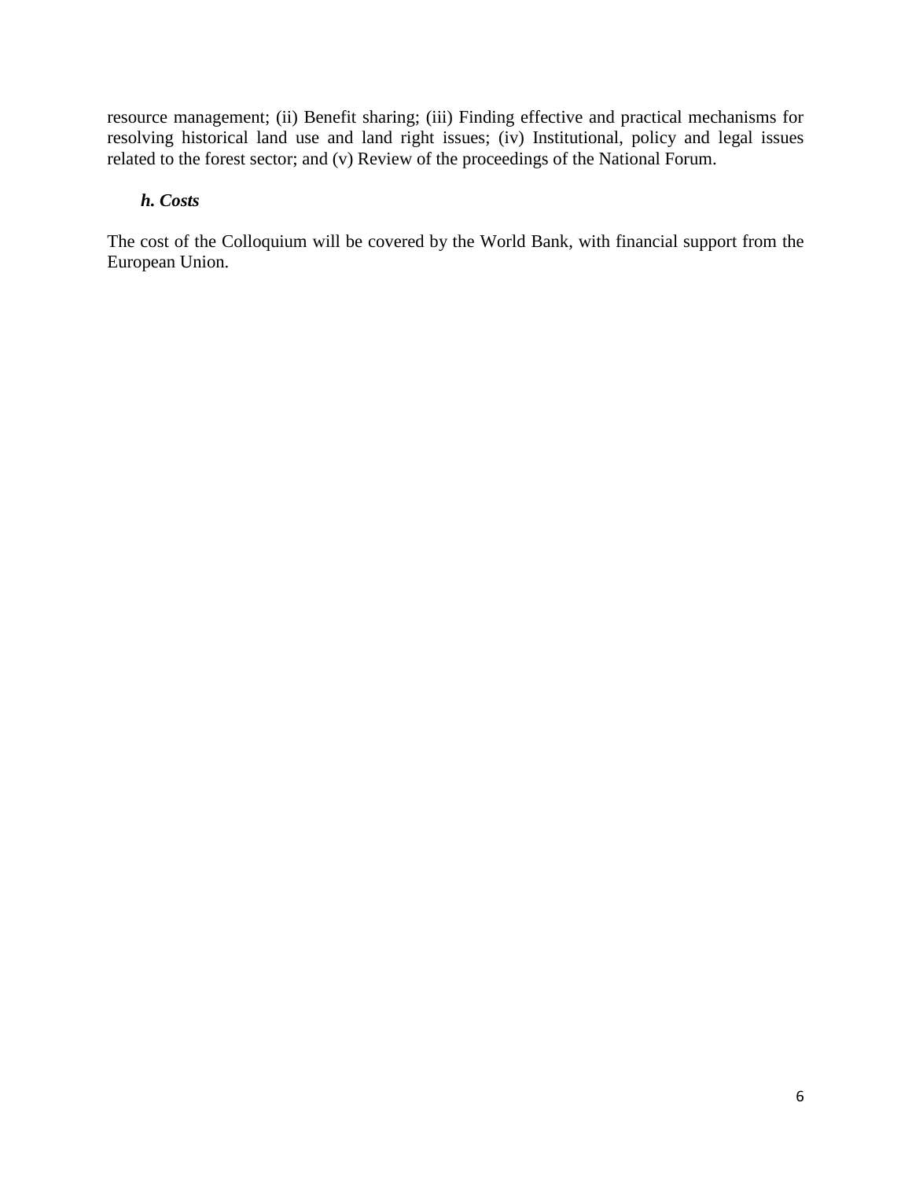resource management; (ii) Benefit sharing; (iii) Finding effective and practical mechanisms for resolving historical land use and land right issues; (iv) Institutional, policy and legal issues related to the forest sector; and (v) Review of the proceedings of the National Forum.

***h. Costs***

The cost of the Colloquium will be covered by the World Bank, with financial support from the European Union.